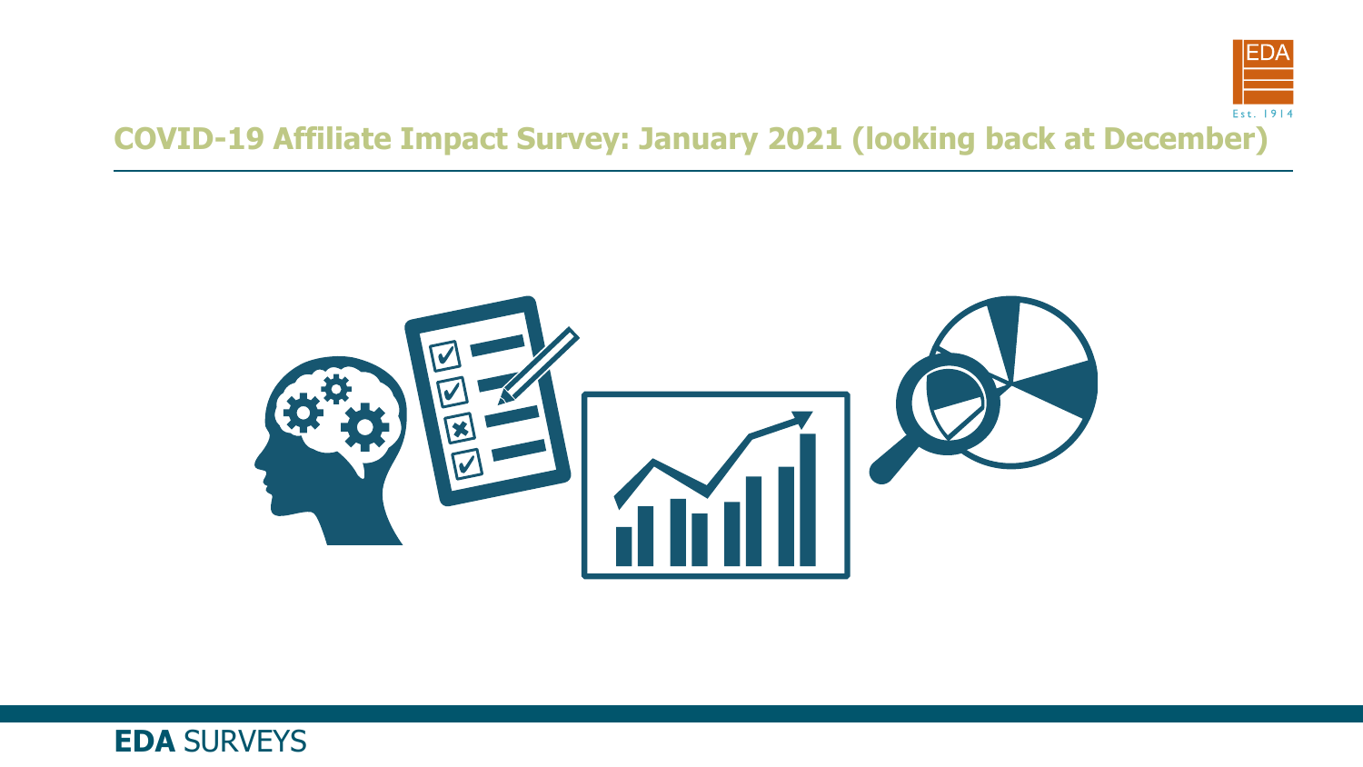# COVID-19 Affiliate Impact Survey: January 2021 (looking back at December)

**EDA** SURVEYS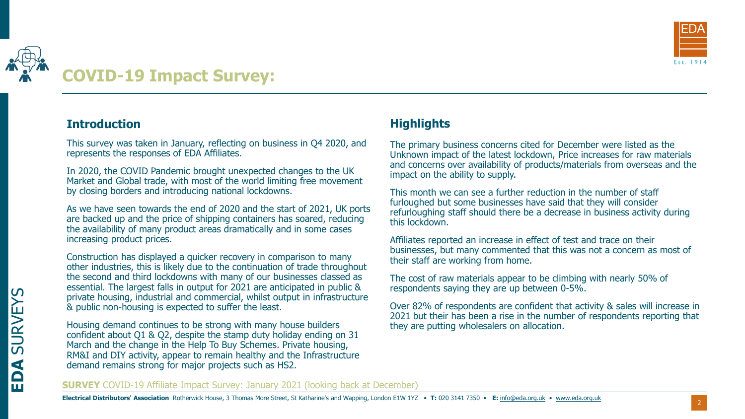# COVID-19 Impact Survey:

## Introduction

This survey was taken in January, reflecting on business in Q4 2020, and represents the responses of EDA Affiliates.

In 2020, the COVID Pandemic brought unexpected changes to the UK Market and Global trade, with most of the world limiting free movement by closing borders and introducing national lockdowns.

As we have seen towards the end of 2020 and the start of 2021, UK ports are backed up and the price of shipping containers has soared, reducing the availability of many product areas dramatically and in some cases increasing product prices.

Construction has displayed a quicker recovery in comparison to many other industries, this is likely due to the continuation of trade throughout the second and third lockdowns with many of our businesses classed as essential. The largest falls in output for 2021 are anticipated in public & private housing, industrial and commercial, whilst output in infrastructure & public non-housing is expected to suffer the least.

Housing demand continues to be strong with many house builders confident about Q1 & Q2, despite the stamp duty holiday ending on 31 March and the change in the Help To Buy Schemes. Private housing, RM&I and DIY activity, appear to remain healthy and the Infrastructure demand remains strong for major projects such as HS2.

## Highlights

The primary business concerns cited for December were listed as the Unknown impact of the latest lockdown, Price increases for raw materials and concerns over availability of products/materials from overseas and the impact on the ability to supply.

This month we can see a further reduction in the number of staff furloughed but some businesses have said that they will consider refurloughing staff should there be a decrease in business activity during this lockdown.

Affiliates reported an increase in effect of test and trace on their businesses, but many commented that this was not a concern as most of their staff are working from home.

The cost of raw materials appear to be climbing with nearly 50% of respondents saying they are up between 0-5%.

Over 82% of respondents are confident that activity & sales will increase in 2021 but their has been a rise in the number of respondents reporting that they are putting wholesalers on allocation.

**SURVEY** COVID-19 Affiliate Impact Survey: January 2021 (looking back at December)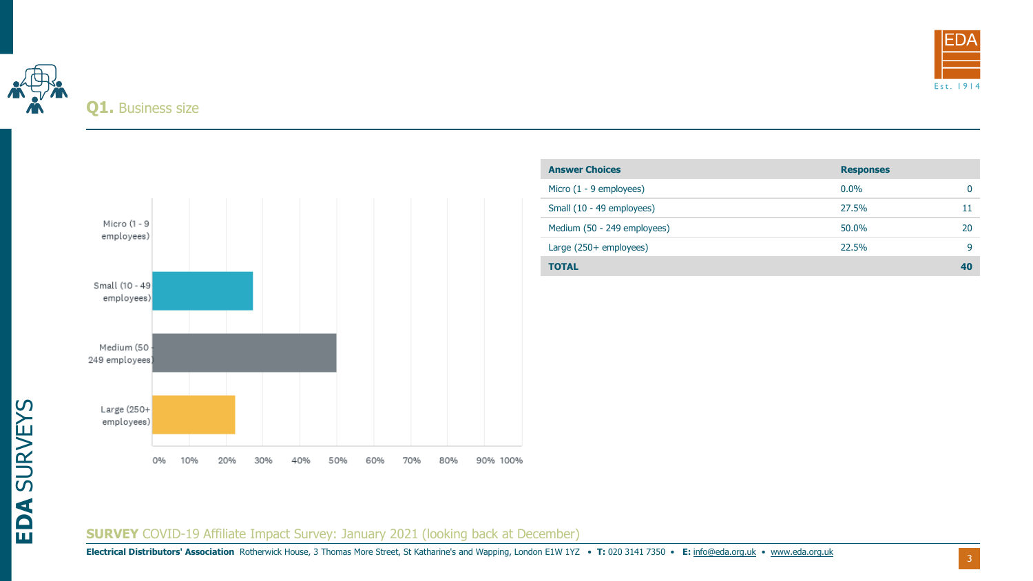## Q1. Business size

| Answer Choices | Responses | |
|---|---|---|
| Micro (1 - 9 employees) | 0.0% | 0 |
| Small (10 - 49 employees) | 27.5% | 11 |
| Medium (50 - 249 employees) | 50.0% | 20 |
| Large (250+ employees) | 22.5% | 9 |
| **TOTAL** | | **40** |

**SURVEY** COVID-19 Affiliate Impact Survey: January 2021 (looking back at December)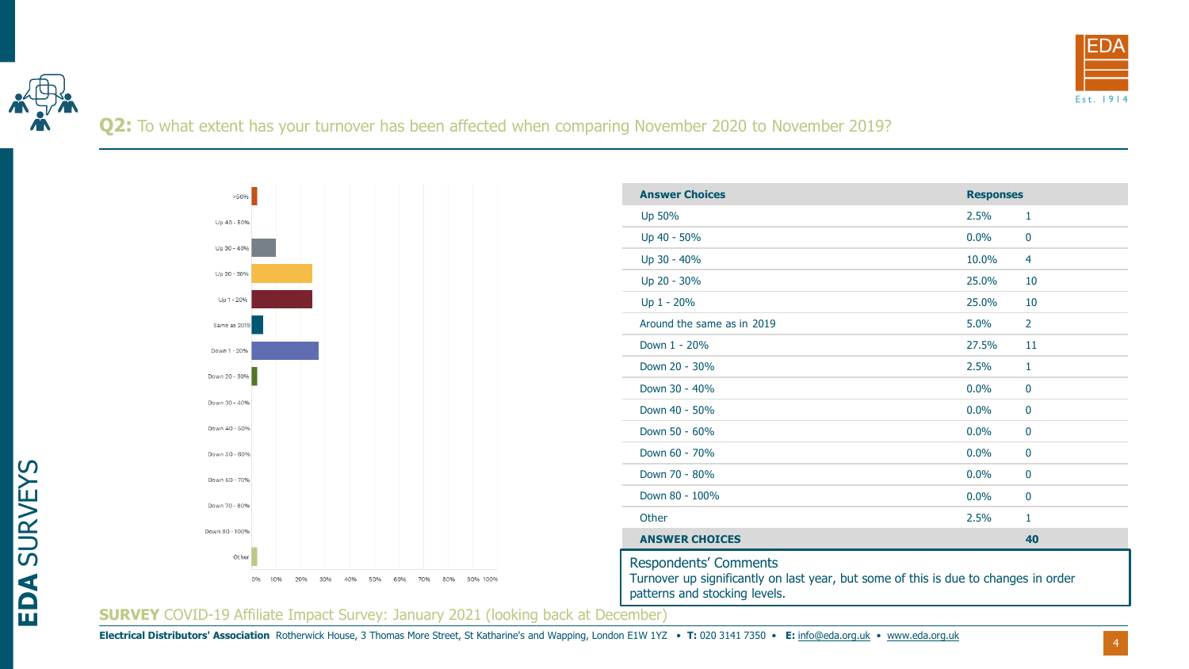## Q2: To what extent has your turnover has been affected when comparing November 2020 to November 2019?

| Answer Choices | Responses | |
|---|---|---|
| Up 50% | 2.5% | 1 |
| Up 40 - 50% | 0.0% | 0 |
| Up 30 - 40% | 10.0% | 4 |
| Up 20 - 30% | 25.0% | 10 |
| Up 1 - 20% | 25.0% | 10 |
| Around the same as in 2019 | 5.0% | 2 |
| Down 1 - 20% | 27.5% | 11 |
| Down 20 - 30% | 2.5% | 1 |
| Down 30 - 40% | 0.0% | 0 |
| Down 40 - 50% | 0.0% | 0 |
| Down 50 - 60% | 0.0% | 0 |
| Down 60 - 70% | 0.0% | 0 |
| Down 70 - 80% | 0.0% | 0 |
| Down 80 - 100% | 0.0% | 0 |
| Other | 2.5% | 1 |
| **ANSWER CHOICES** | | **40** |

Respondents' Comments

Turnover up significantly on last year, but some of this is due to changes in order patterns and stocking levels.

**SURVEY** COVID-19 Affiliate Impact Survey: January 2021 (looking back at December)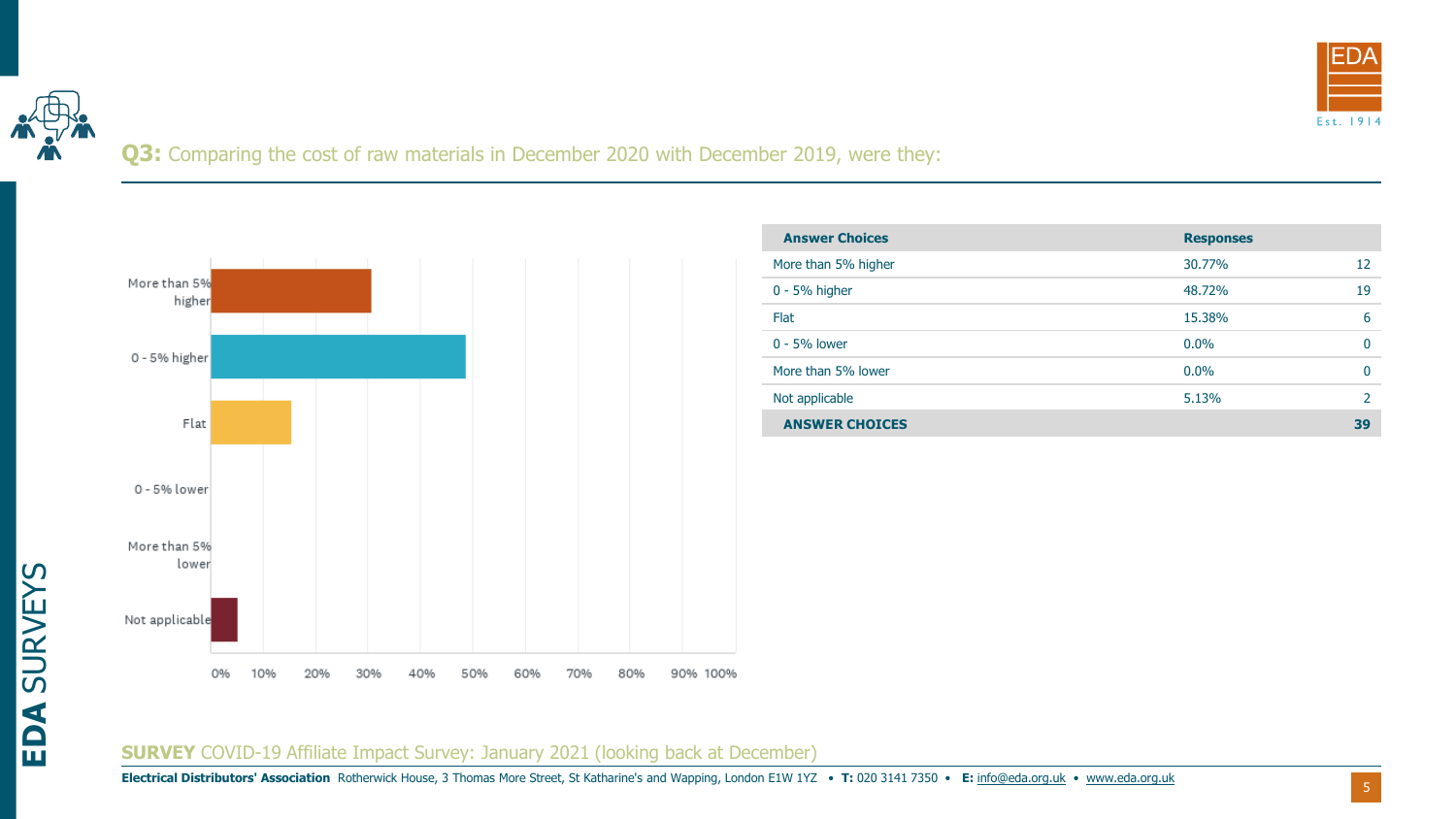## Q3: Comparing the cost of raw materials in December 2020 with December 2019, were they:

| Answer Choices | Responses | |
|---|---|---|
| More than 5% higher | 30.77% | 12 |
| 0 - 5% higher | 48.72% | 19 |
| Flat | 15.38% | 6 |
| 0 - 5% lower | 0.0% | 0 |
| More than 5% lower | 0.0% | 0 |
| Not applicable | 5.13% | 2 |
| **ANSWER CHOICES** | | **39** |

**SURVEY** COVID-19 Affiliate Impact Survey: January 2021 (looking back at December)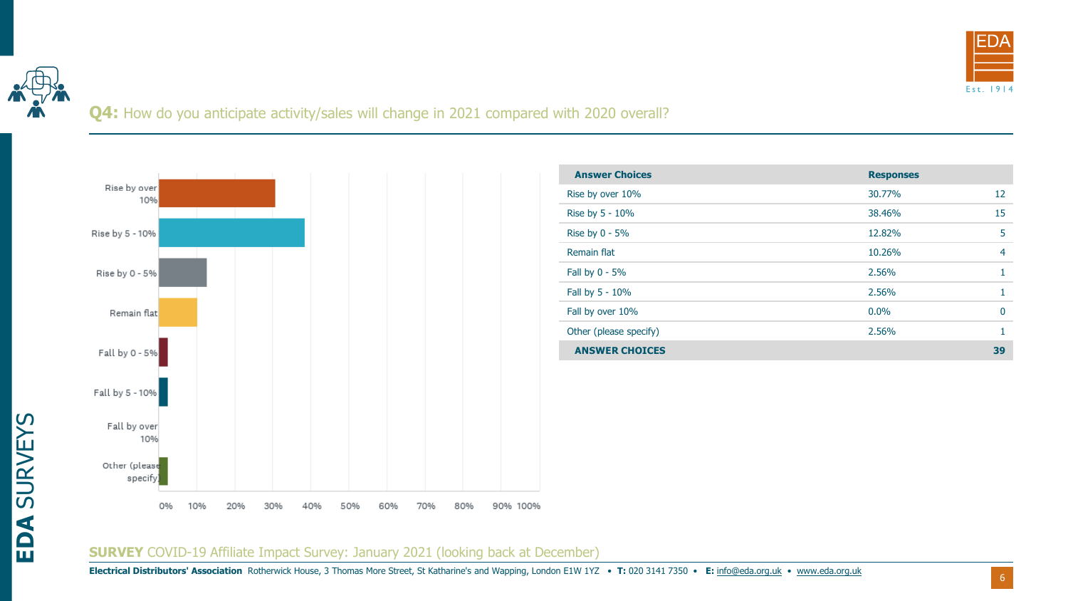## Q4: How do you anticipate activity/sales will change in 2021 compared with 2020 overall?

| Answer Choices | Responses | |
|---|---|---|
| Rise by over 10% | 30.77% | 12 |
| Rise by 5 - 10% | 38.46% | 15 |
| Rise by 0 - 5% | 12.82% | 5 |
| Remain flat | 10.26% | 4 |
| Fall by 0 - 5% | 2.56% | 1 |
| Fall by 5 - 10% | 2.56% | 1 |
| Fall by over 10% | 0.0% | 0 |
| Other (please specify) | 2.56% | 1 |
| **ANSWER CHOICES** | | **39** |

**SURVEY** COVID-19 Affiliate Impact Survey: January 2021 (looking back at December)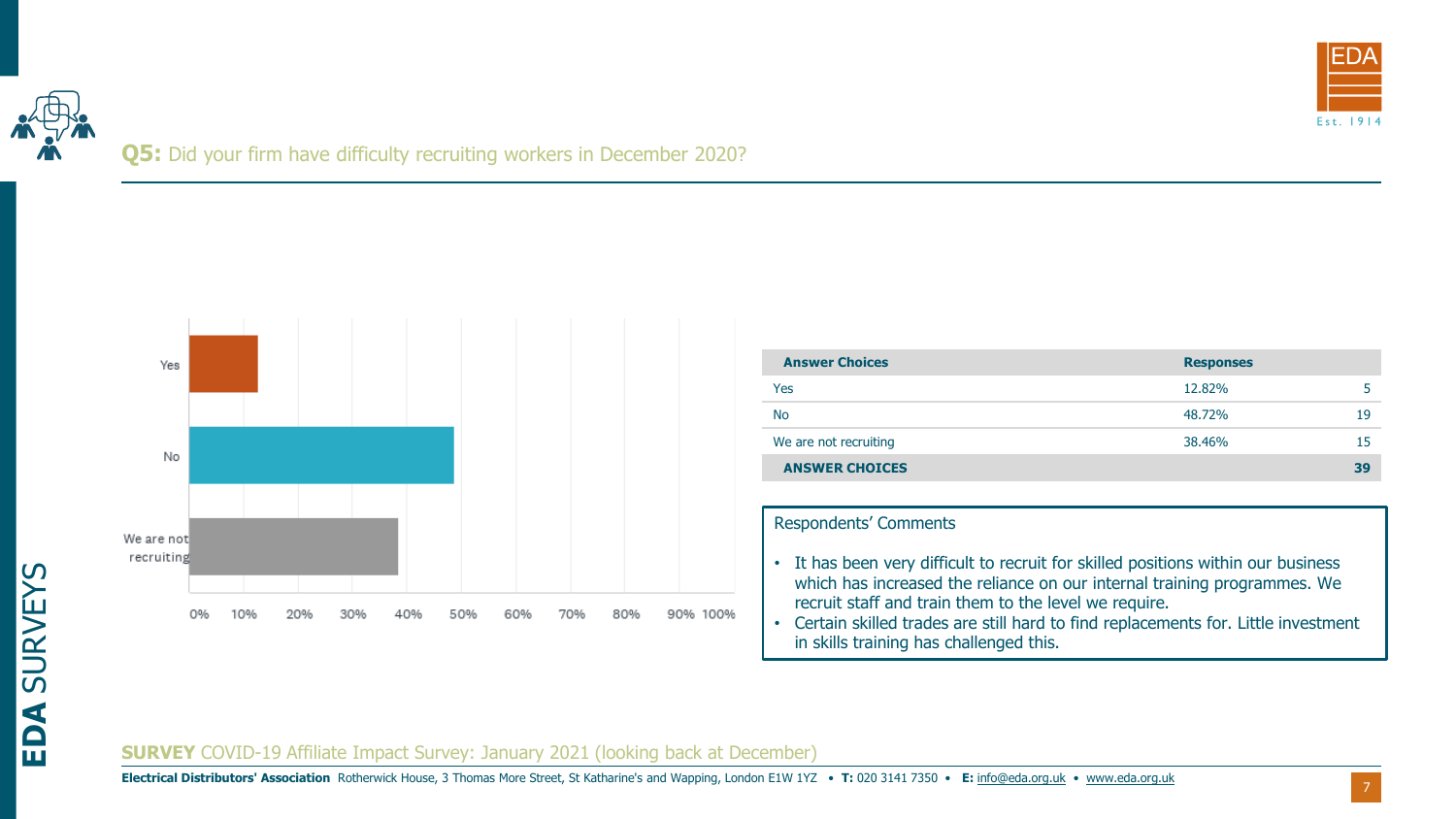## Q5: Did your firm have difficulty recruiting workers in December 2020?

| Answer Choices | Responses | |
|---|---|---|
| Yes | 12.82% | 5 |
| No | 48.72% | 19 |
| We are not recruiting | 38.46% | 15 |
| **ANSWER CHOICES** | | **39** |

**Respondents' Comments**

- It has been very difficult to recruit for skilled positions within our business which has increased the reliance on our internal training programmes. We recruit staff and train them to the level we require.
- Certain skilled trades are still hard to find replacements for. Little investment in skills training has challenged this.

**SURVEY** COVID-19 Affiliate Impact Survey: January 2021 (looking back at December)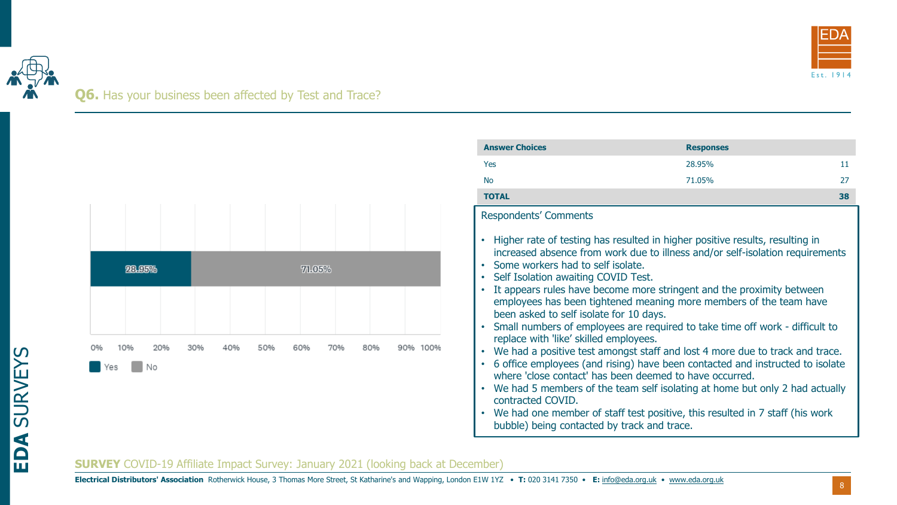## Q6. Has your business been affected by Test and Trace?

| Answer Choices | Responses | |
|---|---|---|
| Yes | 28.95% | 11 |
| No | 71.05% | 27 |
| **TOTAL** | | **38** |

Yes: 28.95% | No: 71.05%

**Respondents' Comments**

- Higher rate of testing has resulted in higher positive results, resulting in increased absence from work due to illness and/or self-isolation requirements
- Some workers had to self isolate.
- Self Isolation awaiting COVID Test.
- It appears rules have become more stringent and the proximity between employees has been tightened meaning more members of the team have been asked to self isolate for 10 days.
- Small numbers of employees are required to take time off work - difficult to replace with 'like' skilled employees.
- We had a positive test amongst staff and lost 4 more due to track and trace.
- 6 office employees (and rising) have been contacted and instructed to isolate where 'close contact' has been deemed to have occurred.
- We had 5 members of the team self isolating at home but only 2 had actually contracted COVID.
- We had one member of staff test positive, this resulted in 7 staff (his work bubble) being contacted by track and trace.

**SURVEY** COVID-19 Affiliate Impact Survey: January 2021 (looking back at December)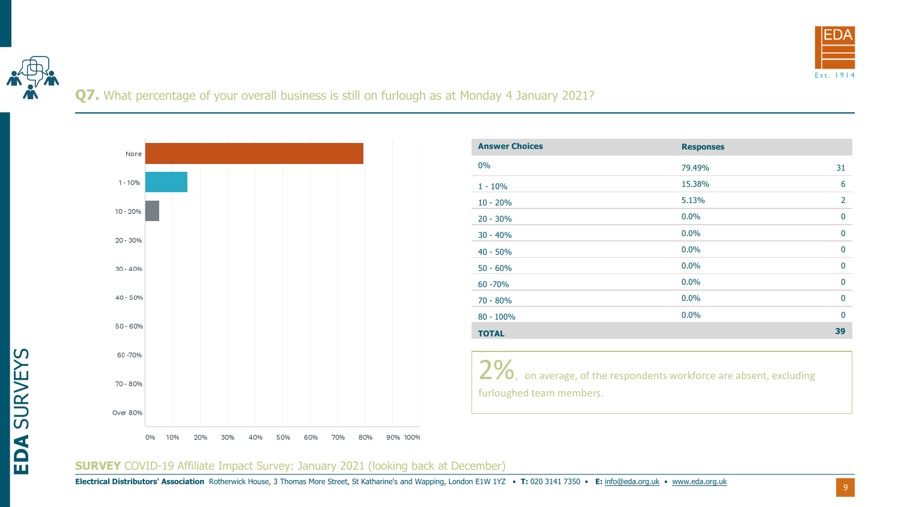## Q7. What percentage of your overall business is still on furlough as at Monday 4 January 2021?

| Answer Choices | Responses | |
|---|---|---|
| 0% | 79.49% | 31 |
| 1 - 10% | 15.38% | 6 |
| 10 - 20% | 5.13% | 2 |
| 20 - 30% | 0.0% | 0 |
| 30 - 40% | 0.0% | 0 |
| 40 - 50% | 0.0% | 0 |
| 50 - 60% | 0.0% | 0 |
| 60 -70% | 0.0% | 0 |
| 70 - 80% | 0.0% | 0 |
| 80 - 100% | 0.0% | 0 |
| **TOTAL** | | **39** |

2%, on average, of the respondents workforce are absent, excluding furloughed team members.

**SURVEY** COVID-19 Affiliate Impact Survey: January 2021 (looking back at December)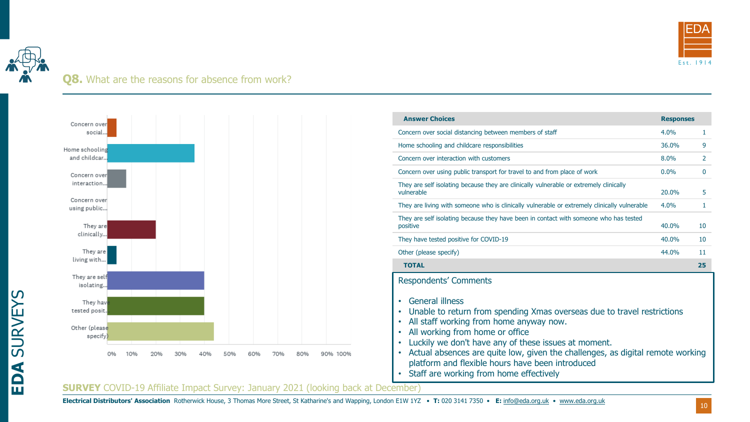## Q8. What are the reasons for absence from work?

| Answer Choices | Responses | |
|---|---|---|
| Concern over social distancing between members of staff | 4.0% | 1 |
| Home schooling and childcare responsibilities | 36.0% | 9 |
| Concern over interaction with customers | 8.0% | 2 |
| Concern over using public transport for travel to and from place of work | 0.0% | 0 |
| They are self isolating because they are clinically vulnerable or extremely clinically vulnerable | 20.0% | 5 |
| They are living with someone who is clinically vulnerable or extremely clinically vulnerable | 4.0% | 1 |
| They are self isolating because they have been in contact with someone who has tested positive | 40.0% | 10 |
| They have tested positive for COVID-19 | 40.0% | 10 |
| Other (please specify) | 44.0% | 11 |
| **TOTAL** | | **25** |

### Respondents' Comments

- General illness
- Unable to return from spending Xmas overseas due to travel restrictions
- All staff working from home anyway now.
- All working from home or office
- Luckily we don't have any of these issues at moment.
- Actual absences are quite low, given the challenges, as digital remote working platform and flexible hours have been introduced
- Staff are working from home effectively

**SURVEY** COVID-19 Affiliate Impact Survey: January 2021 (looking back at December)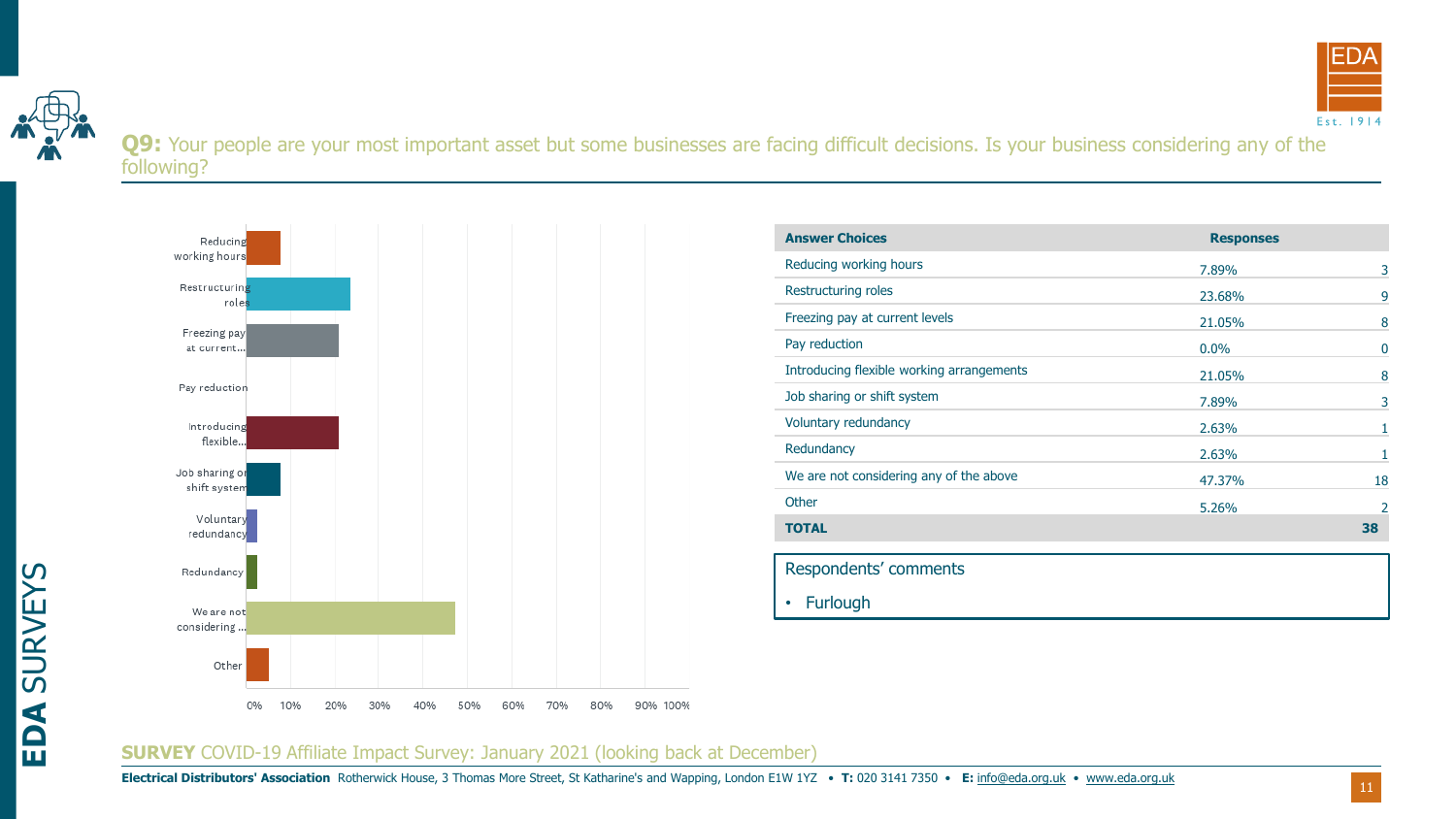**Q9:** Your people are your most important asset but some businesses are facing difficult decisions. Is your business considering any of the following?

| Answer Choices | Responses | |
|---|---|---|
| Reducing working hours | 7.89% | 3 |
| Restructuring roles | 23.68% | 9 |
| Freezing pay at current levels | 21.05% | 8 |
| Pay reduction | 0.0% | 0 |
| Introducing flexible working arrangements | 21.05% | 8 |
| Job sharing or shift system | 7.89% | 3 |
| Voluntary redundancy | 2.63% | 1 |
| Redundancy | 2.63% | 1 |
| We are not considering any of the above | 47.37% | 18 |
| Other | 5.26% | 2 |
| **TOTAL** | | **38** |

Respondents' comments

- Furlough

**SURVEY** COVID-19 Affiliate Impact Survey: January 2021 (looking back at December)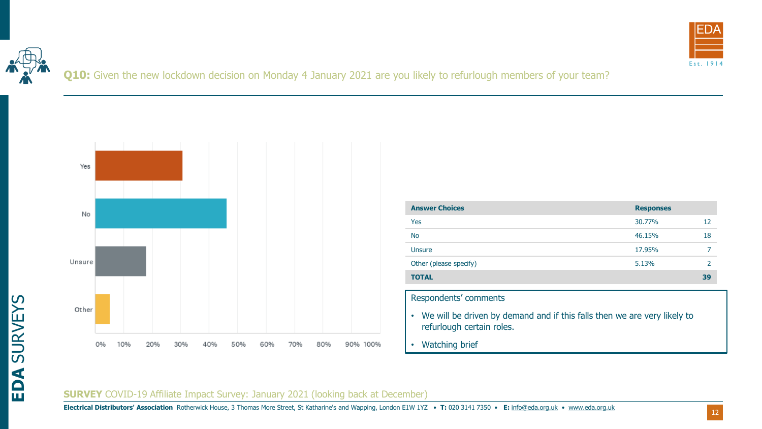## Q10: Given the new lockdown decision on Monday 4 January 2021 are you likely to refurlough members of your team?

| Answer Choices | Responses | |
|---|---|---|
| Yes | 30.77% | 12 |
| No | 46.15% | 18 |
| Unsure | 17.95% | 7 |
| Other (please specify) | 5.13% | 2 |
| **TOTAL** | | **39** |

Respondents' comments

- We will be driven by demand and if this falls then we are very likely to refurlough certain roles.
- Watching brief

**SURVEY** COVID-19 Affiliate Impact Survey: January 2021 (looking back at December)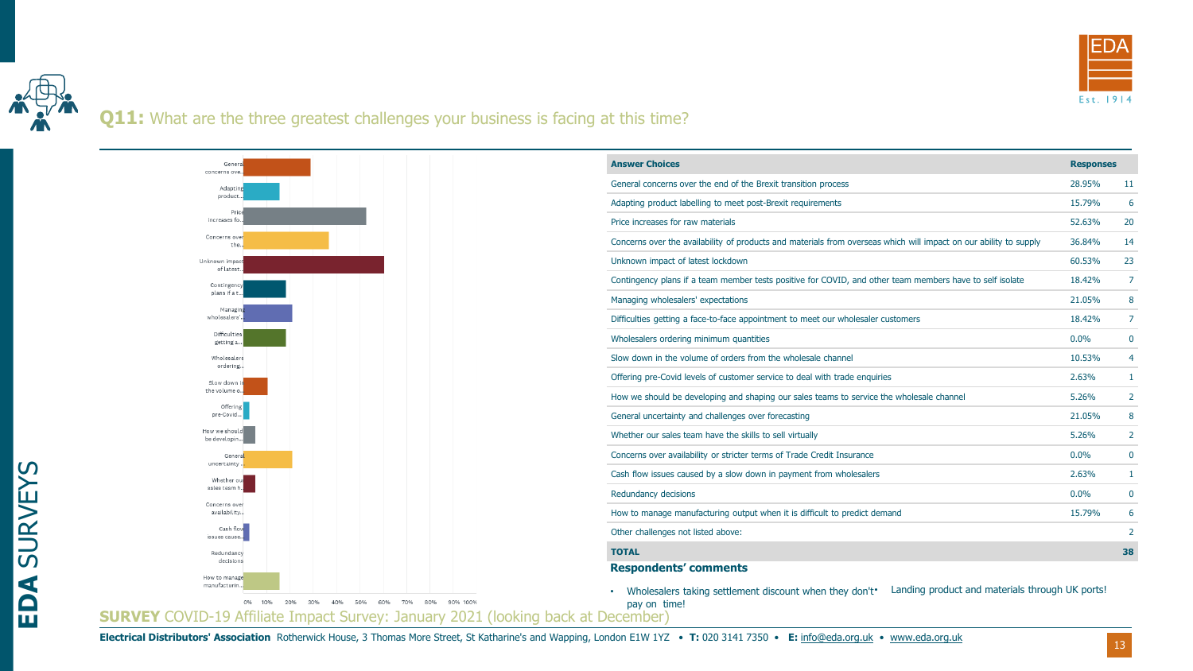## Q11: What are the three greatest challenges your business is facing at this time?

| Answer Choices | Responses | |
|---|---|---|
| General concerns over the end of the Brexit transition process | 28.95% | 11 |
| Adapting product labelling to meet post-Brexit requirements | 15.79% | 6 |
| Price increases for raw materials | 52.63% | 20 |
| Concerns over the availability of products and materials from overseas which will impact on our ability to supply | 36.84% | 14 |
| Unknown impact of latest lockdown | 60.53% | 23 |
| Contingency plans if a team member tests positive for COVID, and other team members have to self isolate | 18.42% | 7 |
| Managing wholesalers' expectations | 21.05% | 8 |
| Difficulties getting a face-to-face appointment to meet our wholesaler customers | 18.42% | 7 |
| Wholesalers ordering minimum quantities | 0.0% | 0 |
| Slow down in the volume of orders from the wholesale channel | 10.53% | 4 |
| Offering pre-Covid levels of customer service to deal with trade enquiries | 2.63% | 1 |
| How we should be developing and shaping our sales teams to service the wholesale channel | 5.26% | 2 |
| General uncertainty and challenges over forecasting | 21.05% | 8 |
| Whether our sales team have the skills to sell virtually | 5.26% | 2 |
| Concerns over availability or stricter terms of Trade Credit Insurance | 0.0% | 0 |
| Cash flow issues caused by a slow down in payment from wholesalers | 2.63% | 1 |
| Redundancy decisions | 0.0% | 0 |
| How to manage manufacturing output when it is difficult to predict demand | 15.79% | 6 |
| Other challenges not listed above: | | 2 |
| **TOTAL** | | **38** |

**Respondents' comments**

- Wholesalers taking settlement discount when they don't pay on time!
- Landing product and materials through UK ports!

**SURVEY** COVID-19 Affiliate Impact Survey: January 2021 (looking back at December)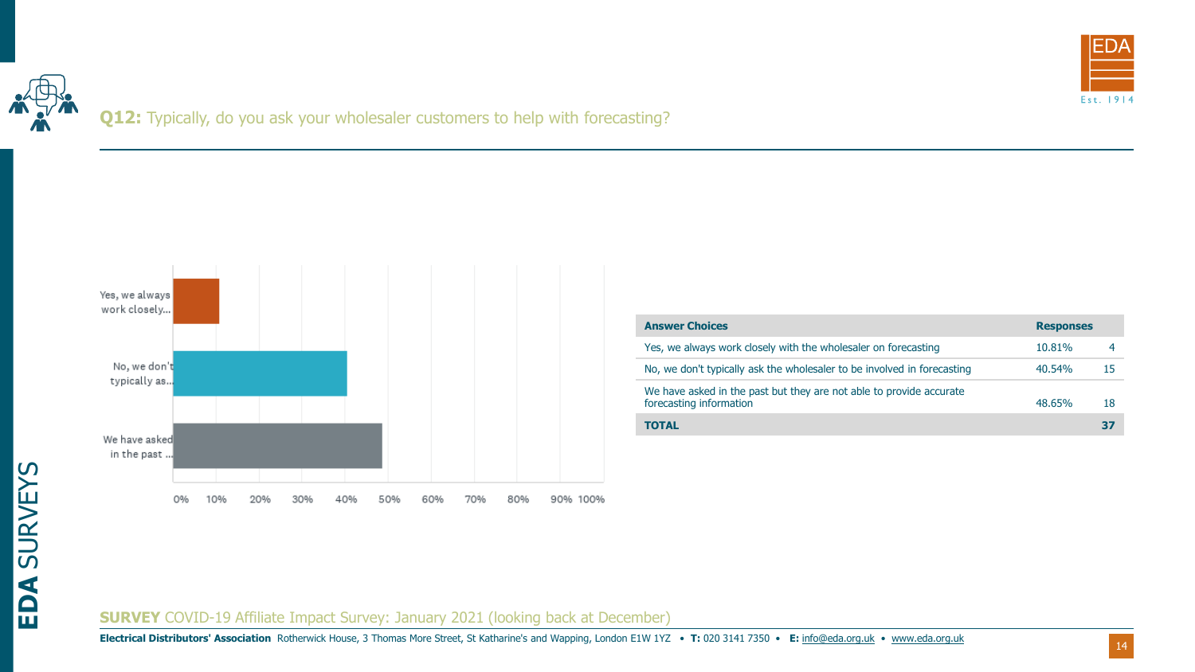## **Q12:** Typically, do you ask your wholesaler customers to help with forecasting?

| Answer Choices | Responses | |
|---|---|---|
| Yes, we always work closely with the wholesaler on forecasting | 10.81% | 4 |
| No, we don't typically ask the wholesaler to be involved in forecasting | 40.54% | 15 |
| We have asked in the past but they are not able to provide accurate forecasting information | 48.65% | 18 |
| **TOTAL** | | **37** |

**SURVEY** COVID-19 Affiliate Impact Survey: January 2021 (looking back at December)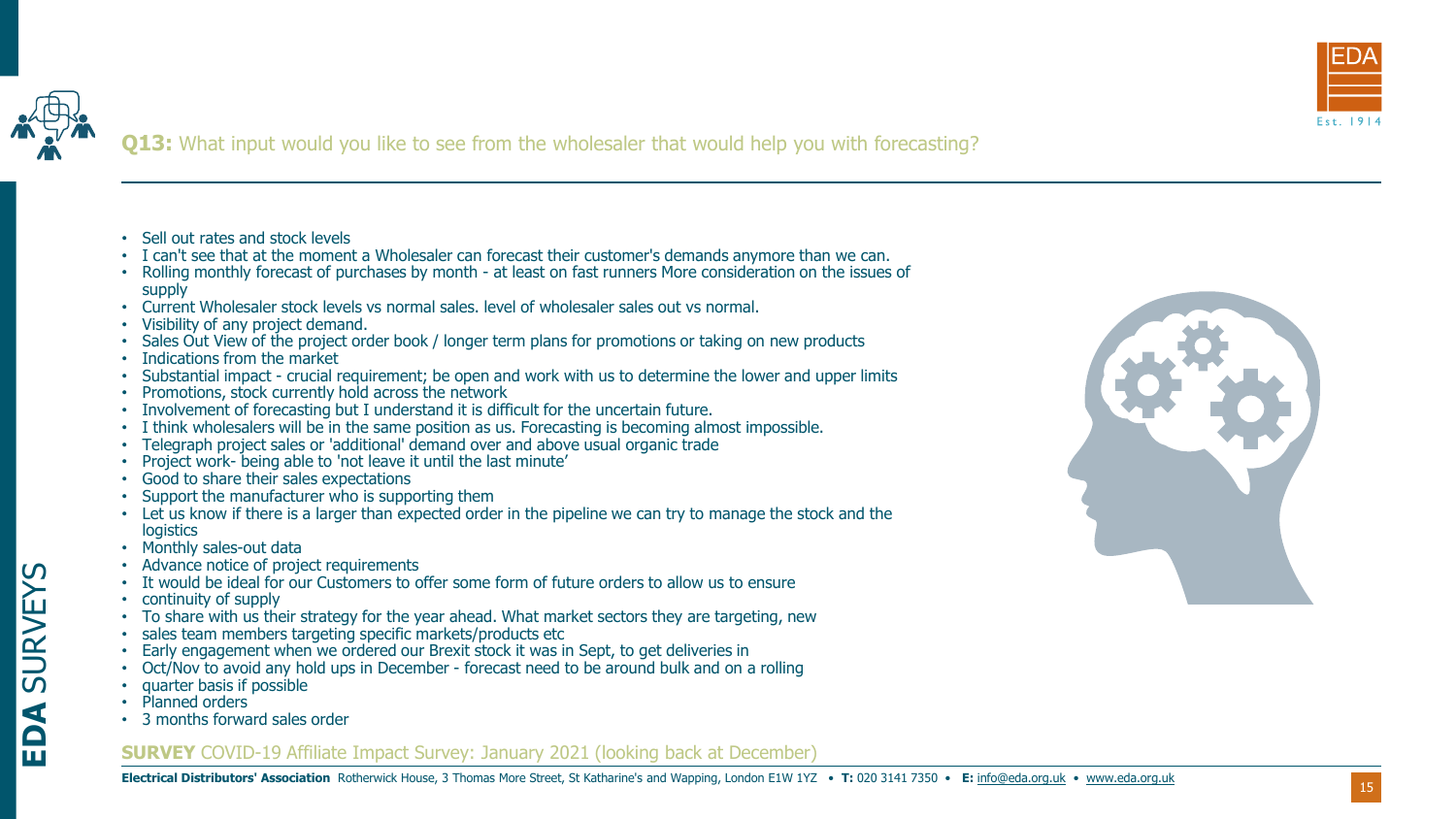## Q13: What input would you like to see from the wholesaler that would help you with forecasting?

- Sell out rates and stock levels
- I can't see that at the moment a Wholesaler can forecast their customer's demands anymore than we can.
- Rolling monthly forecast of purchases by month - at least on fast runners More consideration on the issues of supply
- Current Wholesaler stock levels vs normal sales. level of wholesaler sales out vs normal.
- Visibility of any project demand.
- Sales Out View of the project order book / longer term plans for promotions or taking on new products
- Indications from the market
- Substantial impact - crucial requirement; be open and work with us to determine the lower and upper limits
- Promotions, stock currently hold across the network
- Involvement of forecasting but I understand it is difficult for the uncertain future.
- I think wholesalers will be in the same position as us. Forecasting is becoming almost impossible.
- Telegraph project sales or 'additional' demand over and above usual organic trade
- Project work- being able to 'not leave it until the last minute'
- Good to share their sales expectations
- Support the manufacturer who is supporting them
- Let us know if there is a larger than expected order in the pipeline we can try to manage the stock and the logistics
- Monthly sales-out data
- Advance notice of project requirements
- It would be ideal for our Customers to offer some form of future orders to allow us to ensure
- continuity of supply
- To share with us their strategy for the year ahead. What market sectors they are targeting, new
- sales team members targeting specific markets/products etc
- Early engagement when we ordered our Brexit stock it was in Sept, to get deliveries in
- Oct/Nov to avoid any hold ups in December - forecast need to be around bulk and on a rolling
- quarter basis if possible
- Planned orders
- 3 months forward sales order

**SURVEY** COVID-19 Affiliate Impact Survey: January 2021 (looking back at December)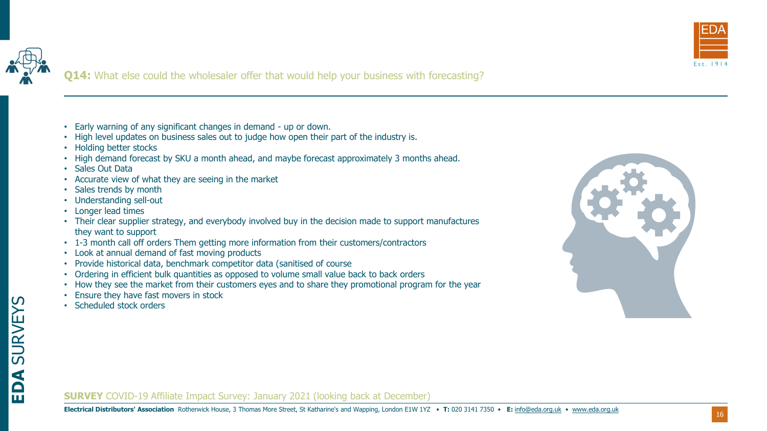## Q14: What else could the wholesaler offer that would help your business with forecasting?

- Early warning of any significant changes in demand - up or down.
- High level updates on business sales out to judge how open their part of the industry is.
- Holding better stocks
- High demand forecast by SKU a month ahead, and maybe forecast approximately 3 months ahead.
- Sales Out Data
- Accurate view of what they are seeing in the market
- Sales trends by month
- Understanding sell-out
- Longer lead times
- Their clear supplier strategy, and everybody involved buy in the decision made to support manufactures they want to support
- 1-3 month call off orders Them getting more information from their customers/contractors
- Look at annual demand of fast moving products
- Provide historical data, benchmark competitor data (sanitised of course
- Ordering in efficient bulk quantities as opposed to volume small value back to back orders
- How they see the market from their customers eyes and to share they promotional program for the year
- Ensure they have fast movers in stock
- Scheduled stock orders

**SURVEY** COVID-19 Affiliate Impact Survey: January 2021 (looking back at December)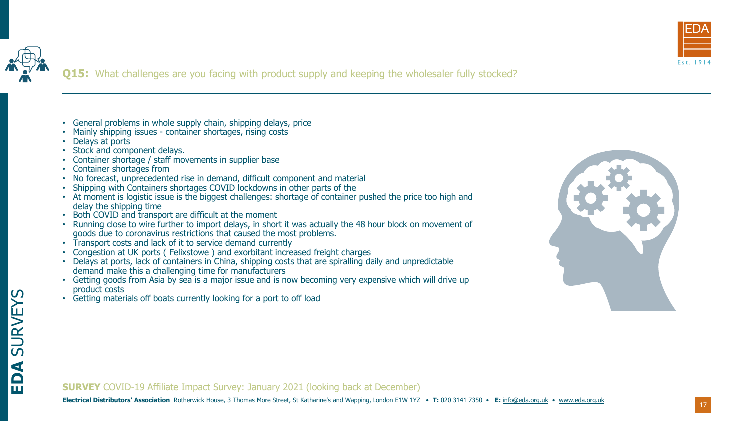**Q15:** What challenges are you facing with product supply and keeping the wholesaler fully stocked?

- General problems in whole supply chain, shipping delays, price
- Mainly shipping issues - container shortages, rising costs
- Delays at ports
- Stock and component delays.
- Container shortage / staff movements in supplier base
- Container shortages from
- No forecast, unprecedented rise in demand, difficult component and material
- Shipping with Containers shortages COVID lockdowns in other parts of the
- At moment is logistic issue is the biggest challenges: shortage of container pushed the price too high and delay the shipping time
- Both COVID and transport are difficult at the moment
- Running close to wire further to import delays, in short it was actually the 48 hour block on movement of goods due to coronavirus restrictions that caused the most problems.
- Transport costs and lack of it to service demand currently
- Congestion at UK ports ( Felixstowe ) and exorbitant increased freight charges
- Delays at ports, lack of containers in China, shipping costs that are spiralling daily and unpredictable demand make this a challenging time for manufacturers
- Getting goods from Asia by sea is a major issue and is now becoming very expensive which will drive up product costs
- Getting materials off boats currently looking for a port to off load

**SURVEY** COVID-19 Affiliate Impact Survey: January 2021 (looking back at December)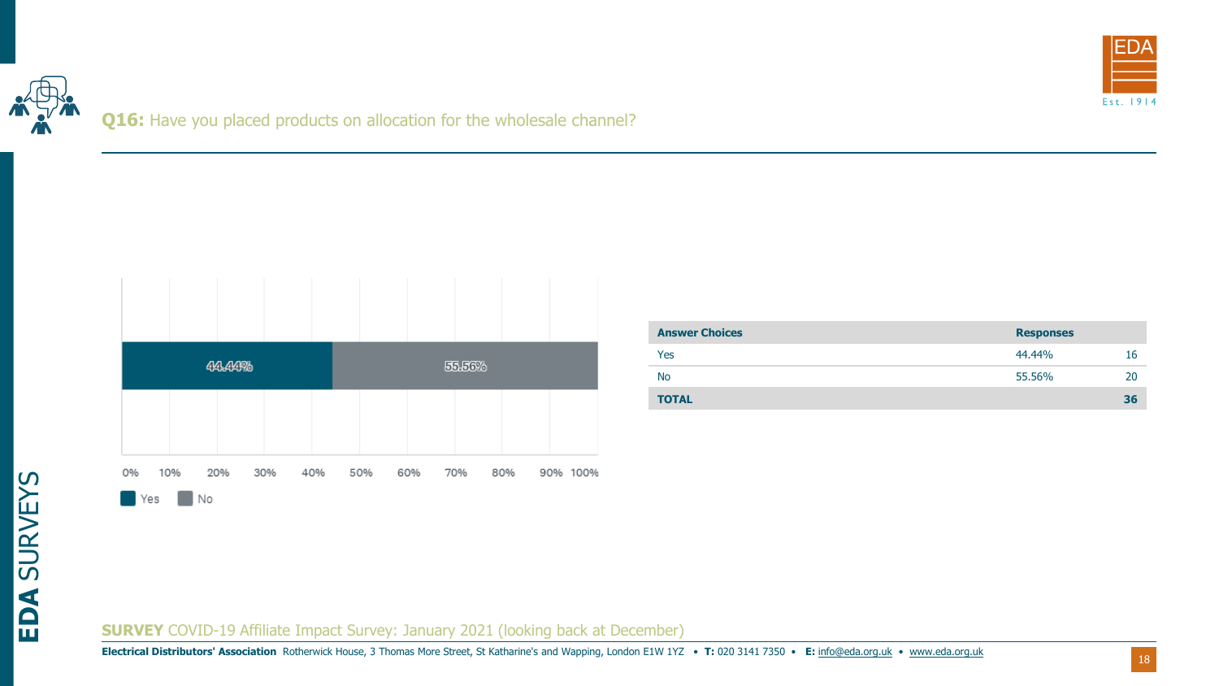## **Q16:** Have you placed products on allocation for the wholesale channel?

| Answer Choices | Responses | |
|---|---|---|
| Yes | 44.44% | 16 |
| No | 55.56% | 20 |
| **TOTAL** | | **36** |

**SURVEY** COVID-19 Affiliate Impact Survey: January 2021 (looking back at December)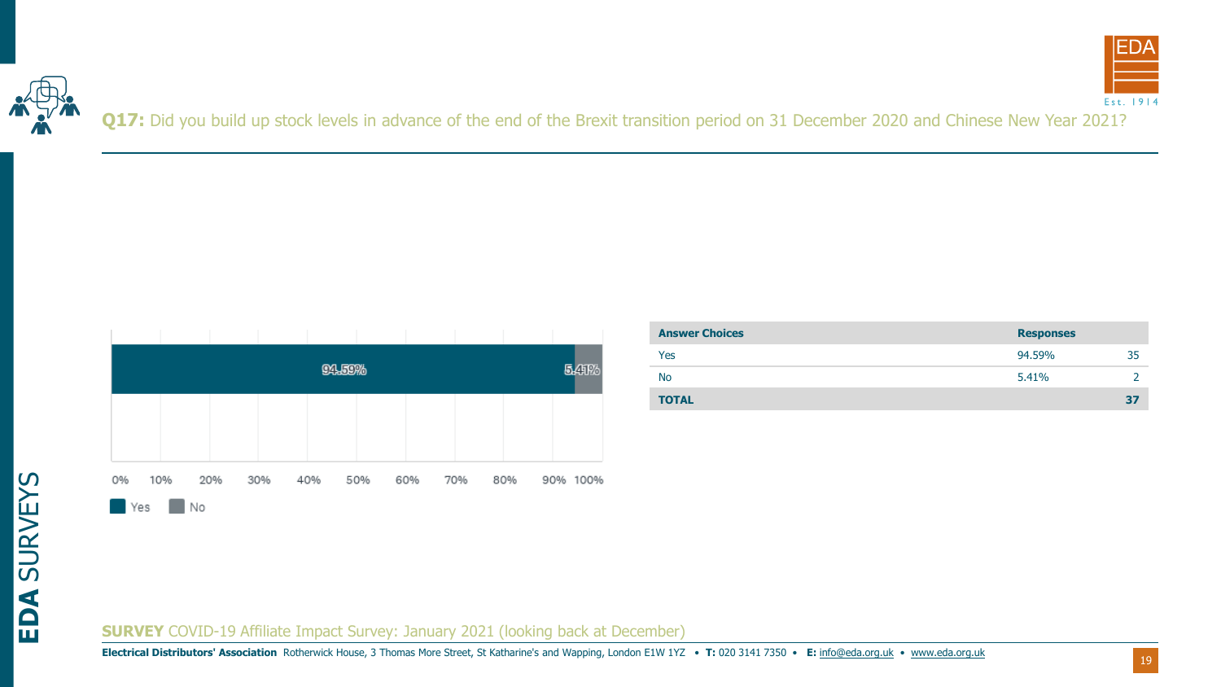**Q17:** Did you build up stock levels in advance of the end of the Brexit transition period on 31 December 2020 and Chinese New Year 2021?

| Answer Choices | Responses | |
|---|---|---|
| Yes | 94.59% | 35 |
| No | 5.41% | 2 |
| **TOTAL** | | **37** |

**SURVEY** COVID-19 Affiliate Impact Survey: January 2021 (looking back at December)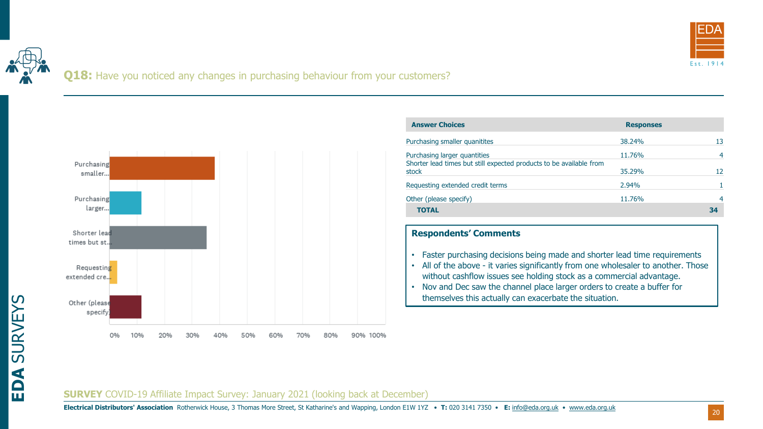## **Q18:** Have you noticed any changes in purchasing behaviour from your customers?

| Answer Choices | Responses | |
|---|---|---|
| Purchasing smaller quanitites | 38.24% | 13 |
| Purchasing larger quantities | 11.76% | 4 |
| Shorter lead times but still expected products to be available from stock | 35.29% | 12 |
| Requesting extended credit terms | 2.94% | 1 |
| Other (please specify) | 11.76% | 4 |
| **TOTAL** | | **34** |

### Respondents' Comments

- Faster purchasing decisions being made and shorter lead time requirements
- All of the above - it varies significantly from one wholesaler to another. Those without cashflow issues see holding stock as a commercial advantage.
- Nov and Dec saw the channel place larger orders to create a buffer for themselves this actually can exacerbate the situation.

**SURVEY** COVID-19 Affiliate Impact Survey: January 2021 (looking back at December)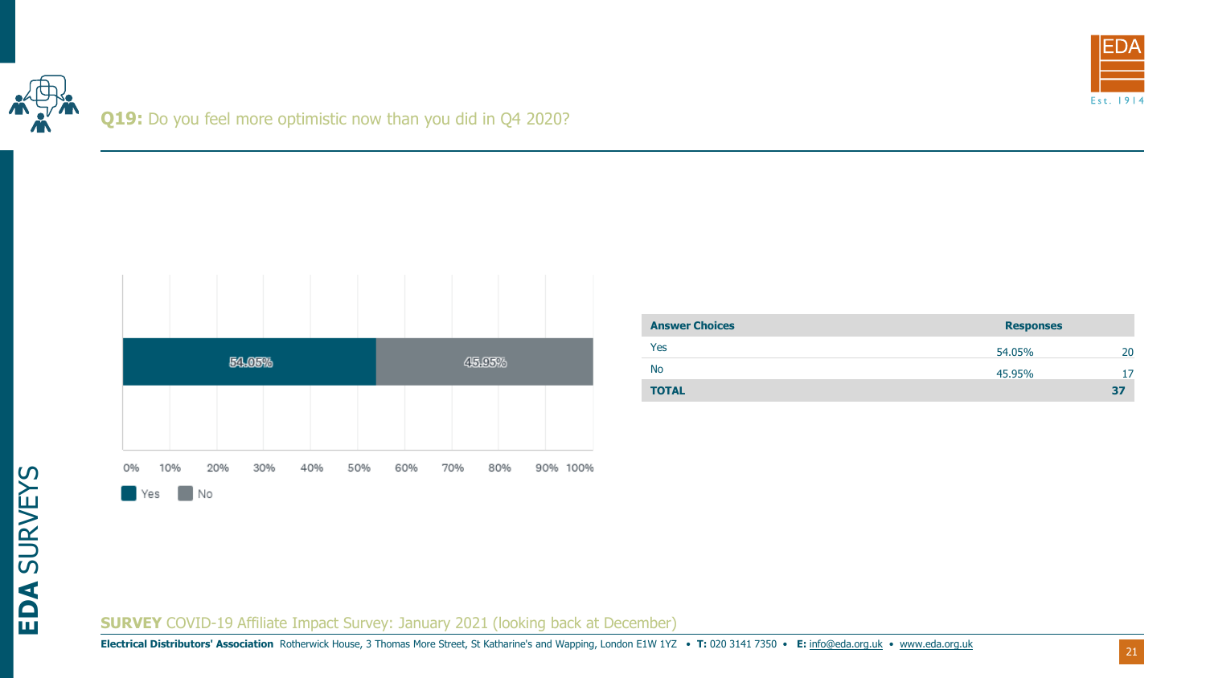## **Q19:** Do you feel more optimistic now than you did in Q4 2020?

| Answer Choices | Responses | |
|---|---|---|
| Yes | 54.05% | 20 |
| No | 45.95% | 17 |
| **TOTAL** | | **37** |

**SURVEY** COVID-19 Affiliate Impact Survey: January 2021 (looking back at December)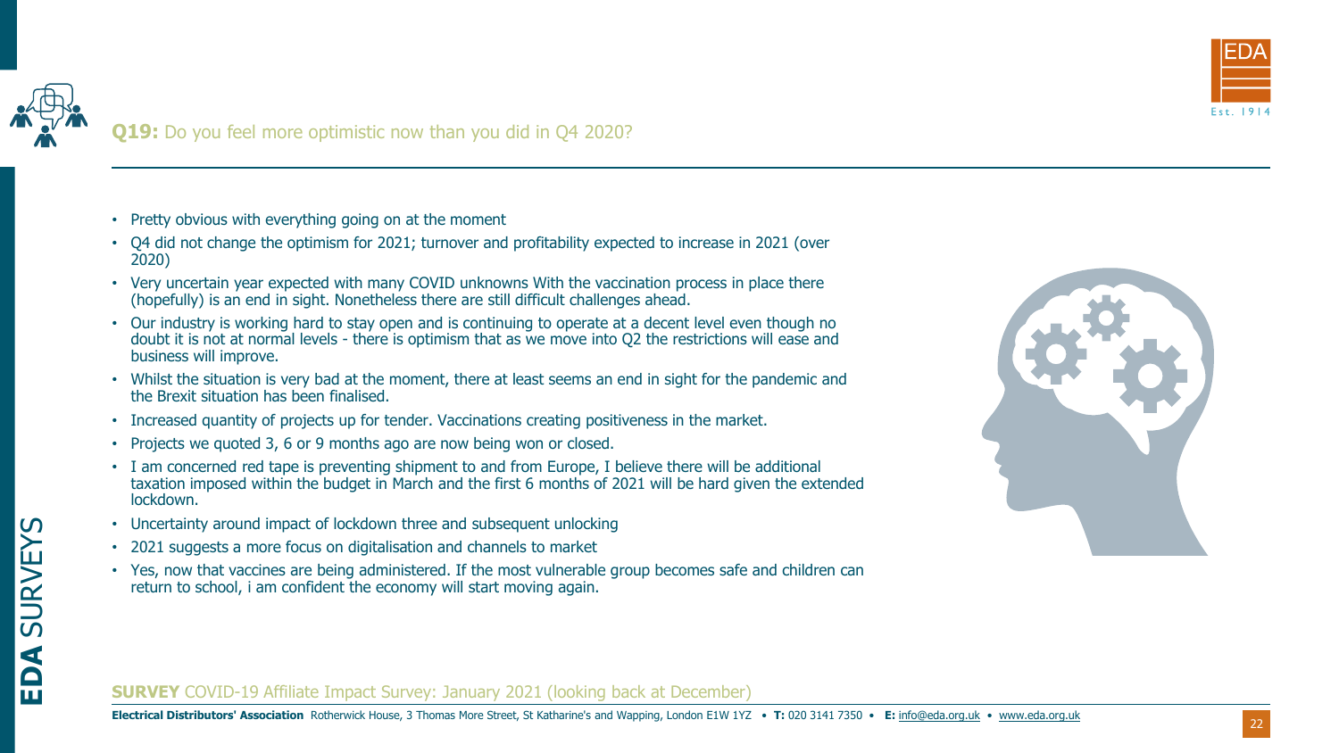## **Q19:** Do you feel more optimistic now than you did in Q4 2020?

- Pretty obvious with everything going on at the moment
- Q4 did not change the optimism for 2021; turnover and profitability expected to increase in 2021 (over 2020)
- Very uncertain year expected with many COVID unknowns With the vaccination process in place there (hopefully) is an end in sight. Nonetheless there are still difficult challenges ahead.
- Our industry is working hard to stay open and is continuing to operate at a decent level even though no doubt it is not at normal levels - there is optimism that as we move into Q2 the restrictions will ease and business will improve.
- Whilst the situation is very bad at the moment, there at least seems an end in sight for the pandemic and the Brexit situation has been finalised.
- Increased quantity of projects up for tender. Vaccinations creating positiveness in the market.
- Projects we quoted 3, 6 or 9 months ago are now being won or closed.
- I am concerned red tape is preventing shipment to and from Europe, I believe there will be additional taxation imposed within the budget in March and the first 6 months of 2021 will be hard given the extended lockdown.
- Uncertainty around impact of lockdown three and subsequent unlocking
- 2021 suggests a more focus on digitalisation and channels to market
- Yes, now that vaccines are being administered. If the most vulnerable group becomes safe and children can return to school, i am confident the economy will start moving again.

**SURVEY** COVID-19 Affiliate Impact Survey: January 2021 (looking back at December)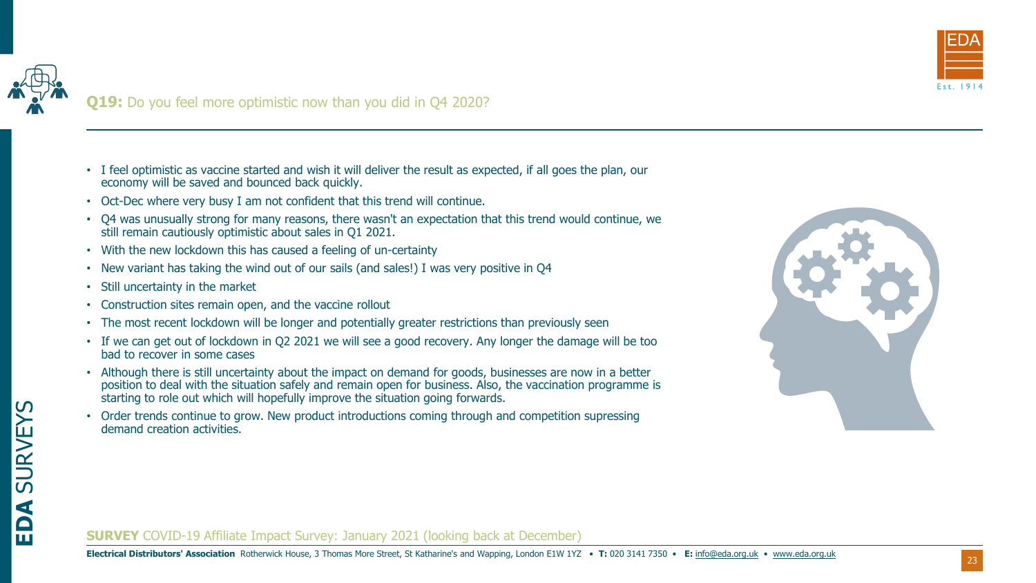## **Q19:** Do you feel more optimistic now than you did in Q4 2020?

- I feel optimistic as vaccine started and wish it will deliver the result as expected, if all goes the plan, our economy will be saved and bounced back quickly.
- Oct-Dec where very busy I am not confident that this trend will continue.
- Q4 was unusually strong for many reasons, there wasn't an expectation that this trend would continue, we still remain cautiously optimistic about sales in Q1 2021.
- With the new lockdown this has caused a feeling of un-certainty
- New variant has taking the wind out of our sails (and sales!) I was very positive in Q4
- Still uncertainty in the market
- Construction sites remain open, and the vaccine rollout
- The most recent lockdown will be longer and potentially greater restrictions than previously seen
- If we can get out of lockdown in Q2 2021 we will see a good recovery. Any longer the damage will be too bad to recover in some cases
- Although there is still uncertainty about the impact on demand for goods, businesses are now in a better position to deal with the situation safely and remain open for business. Also, the vaccination programme is starting to role out which will hopefully improve the situation going forwards.
- Order trends continue to grow. New product introductions coming through and competition supressing demand creation activities.

**SURVEY** COVID-19 Affiliate Impact Survey: January 2021 (looking back at December)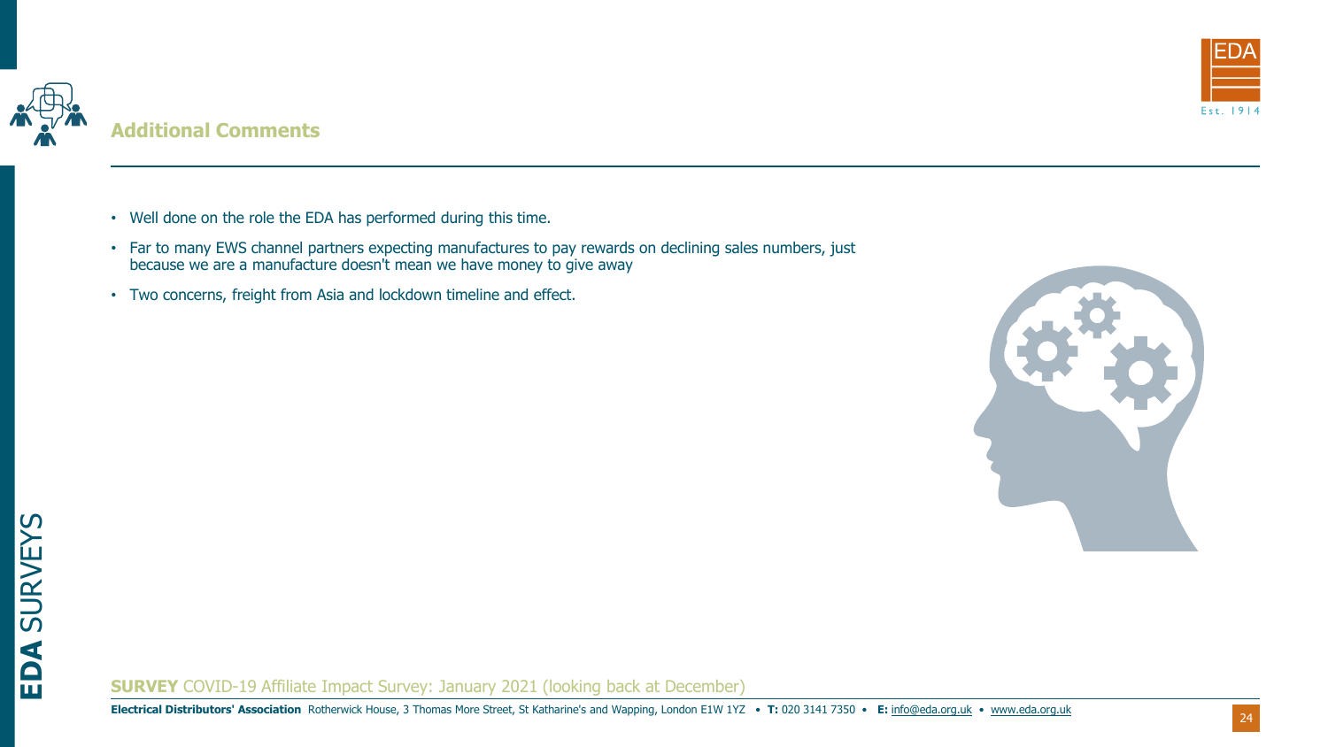## Additional Comments

- Well done on the role the EDA has performed during this time.
- Far to many EWS channel partners expecting manufactures to pay rewards on declining sales numbers, just because we are a manufacture doesn't mean we have money to give away
- Two concerns, freight from Asia and lockdown timeline and effect.

**SURVEY** COVID-19 Affiliate Impact Survey: January 2021 (looking back at December)